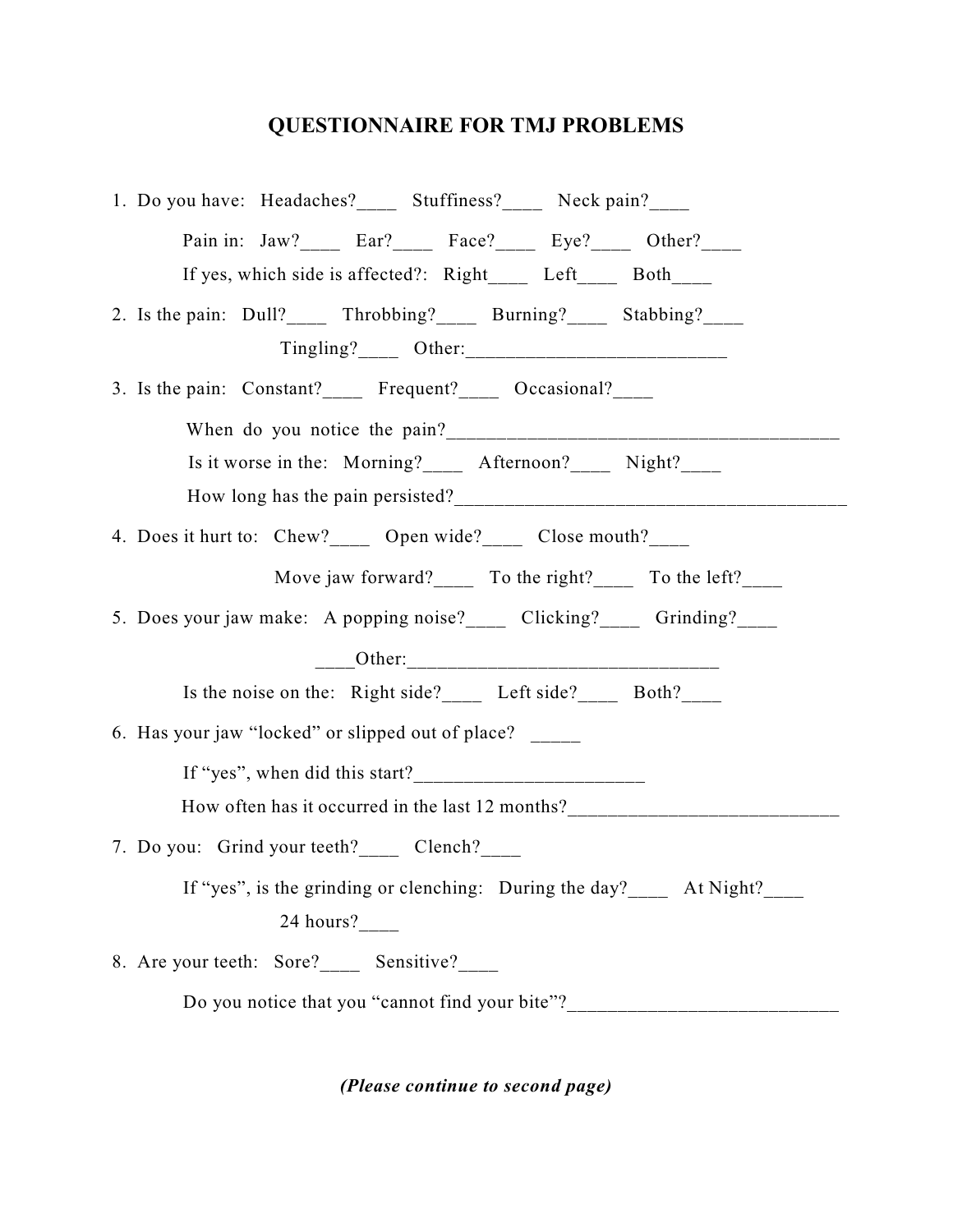# QUESTIONNAIRE FOR TMJ PROBLEMS

1. Do you have: Headaches?____ Stuffiness?____ Neck pain?____

   Pain in: Jaw?____ Ear?____ Face?____ Eye?____ Other?____

   If yes, which side is affected?: Right____ Left____ Both____

2. Is the pain: Dull?____ Throbbing?____ Burning?____ Stabbing?____

   Tingling?____ Other:__________________________

3. Is the pain: Constant?____ Frequent?____ Occasional?____

   When do you notice the pain?________________________________________

   Is it worse in the: Morning?____ Afternoon?____ Night?____

   How long has the pain persisted?_________________________________________

4. Does it hurt to: Chew?____ Open wide?____ Close mouth?____

   Move jaw forward?____ To the right?____ To the left?____

5. Does your jaw make: A popping noise?____ Clicking?____ Grinding?____

   ____Other:________________________________

   Is the noise on the: Right side?____ Left side?____ Both?____

6. Has your jaw "locked" or slipped out of place? _____

   If "yes", when did this start?_______________________

   How often has it occurred in the last 12 months?___________________________

7. Do you: Grind your teeth?____ Clench?____

   If "yes", is the grinding or clenching: During the day?____ At Night?____

   24 hours?____

8. Are your teeth: Sore?____ Sensitive?____

   Do you notice that you "cannot find your bite"?____________________________

*(Please continue to second page)*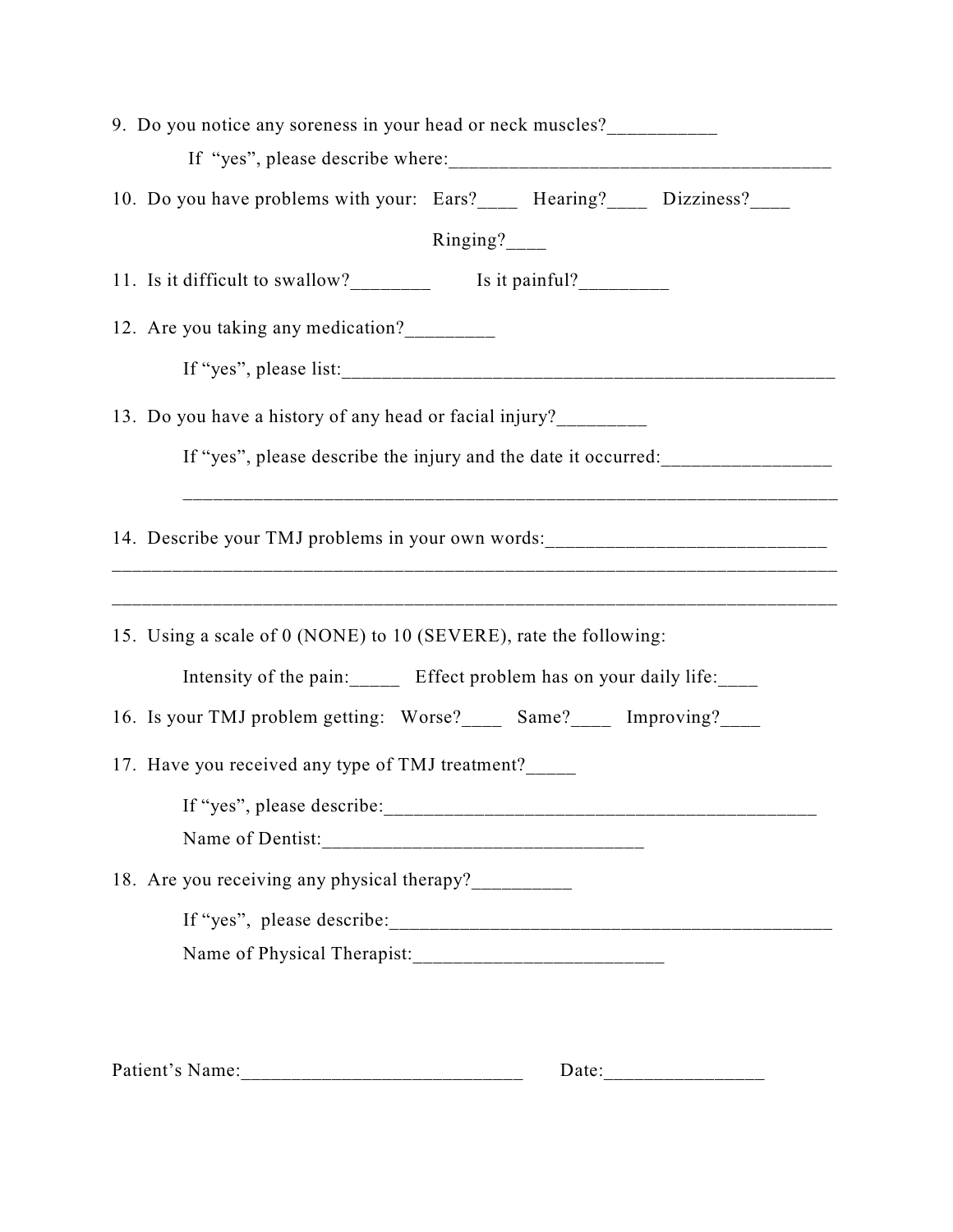9. Do you notice any soreness in your head or neck muscles?___________

   If "yes", please describe where:_________________________________________

10. Do you have problems with your: Ears?____ Hearing?____ Dizziness?____

    Ringing?____

11. Is it difficult to swallow?________ Is it painful?_________

12. Are you taking any medication?_________

    If "yes", please list:_____________________________________________________

13. Do you have a history of any head or facial injury?_________

    If "yes", please describe the injury and the date it occurred:_________________

    ______________________________________________________________________

14. Describe your TMJ problems in your own words:_____________________________

______________________________________________________________________

______________________________________________________________________

15. Using a scale of 0 (NONE) to 10 (SEVERE), rate the following:

    Intensity of the pain:_____ Effect problem has on your daily life:____

16. Is your TMJ problem getting: Worse?____ Same?____ Improving?____

17. Have you received any type of TMJ treatment?_____

    If "yes", please describe:_______________________________________________

    Name of Dentist:_________________________________

18. Are you receiving any physical therapy?__________

    If "yes", please describe:_______________________________________________

    Name of Physical Therapist:__________________________

Patient's Name:_____________________________ Date:________________